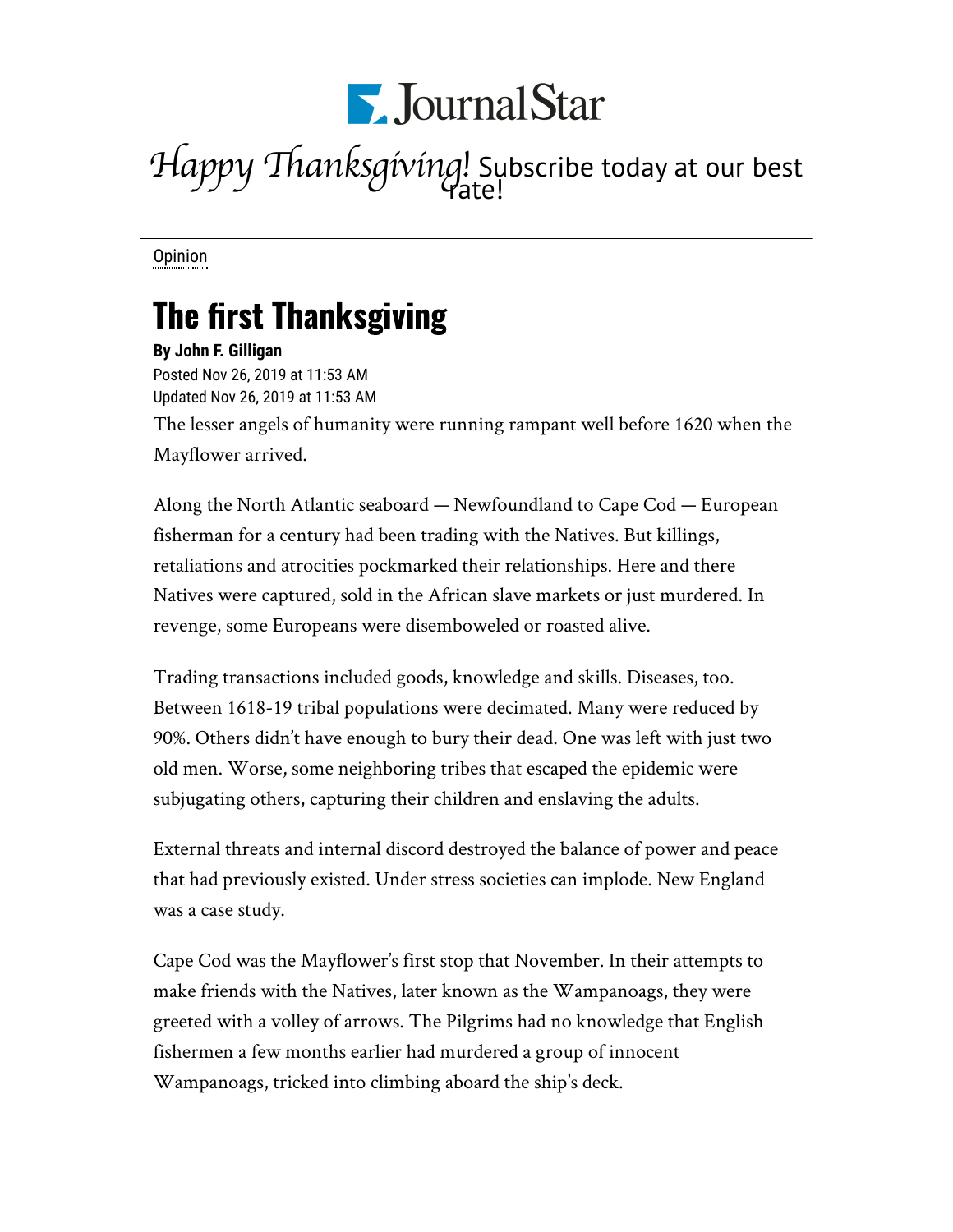Opinion

# The first Thanksgiving

**By John F. Gilligan**

Posted Nov 26, 2019 at 11:53 AM
Updated Nov 26, 2019 at 11:53 AM

The lesser angels of humanity were running rampant well before 1620 when the Mayflower arrived.

Along the North Atlantic seaboard — Newfoundland to Cape Cod — European fisherman for a century had been trading with the Natives. But killings, retaliations and atrocities pockmarked their relationships. Here and there Natives were captured, sold in the African slave markets or just murdered. In revenge, some Europeans were disemboweled or roasted alive.

Trading transactions included goods, knowledge and skills. Diseases, too. Between 1618-19 tribal populations were decimated. Many were reduced by 90%. Others didn't have enough to bury their dead. One was left with just two old men. Worse, some neighboring tribes that escaped the epidemic were subjugating others, capturing their children and enslaving the adults.

External threats and internal discord destroyed the balance of power and peace that had previously existed. Under stress societies can implode. New England was a case study.

Cape Cod was the Mayflower's first stop that November. In their attempts to make friends with the Natives, later known as the Wampanoags, they were greeted with a volley of arrows. The Pilgrims had no knowledge that English fishermen a few months earlier had murdered a group of innocent Wampanoags, tricked into climbing aboard the ship's deck.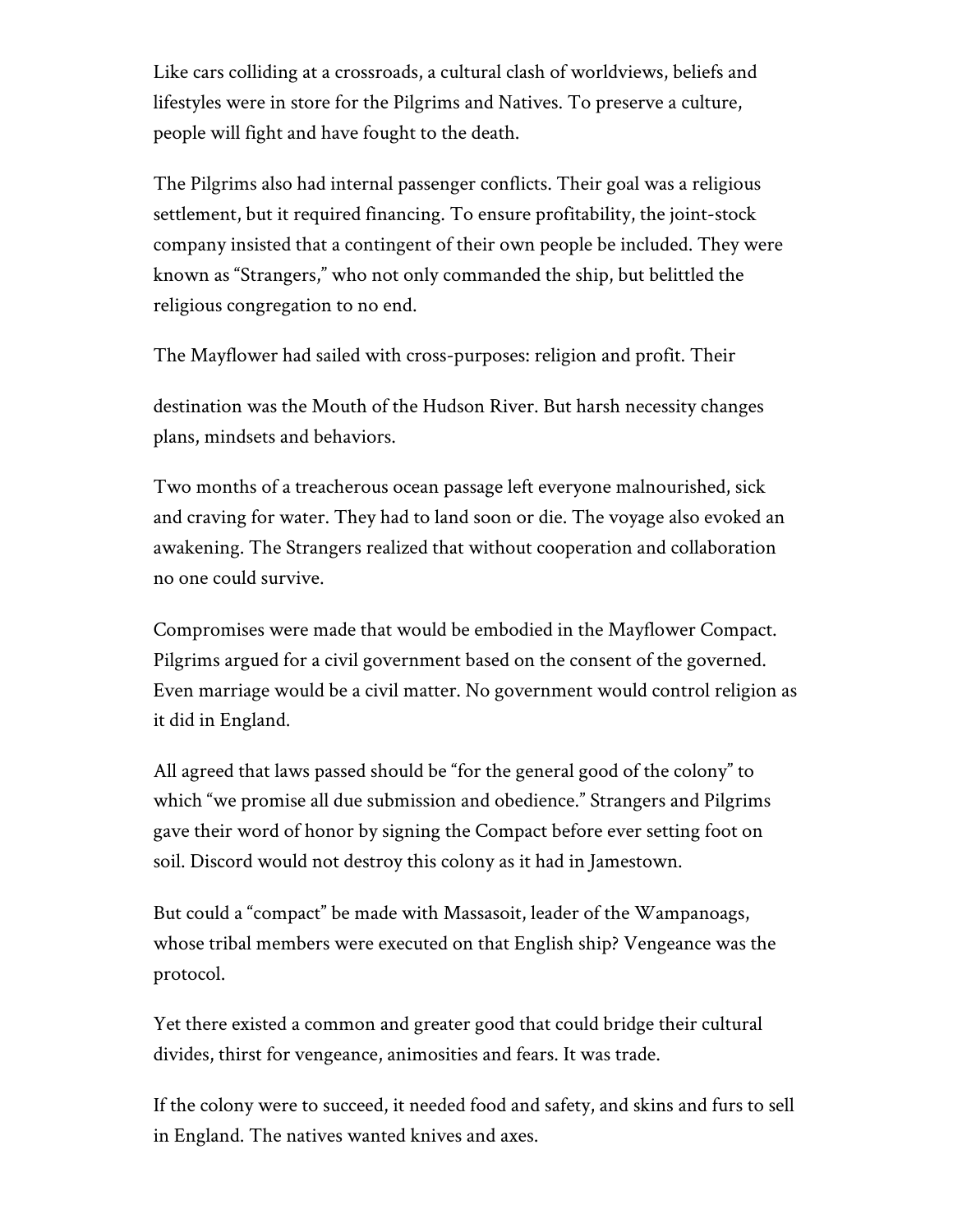Like cars colliding at a crossroads, a cultural clash of worldviews, beliefs and lifestyles were in store for the Pilgrims and Natives. To preserve a culture, people will fight and have fought to the death.

The Pilgrims also had internal passenger conflicts. Their goal was a religious settlement, but it required financing. To ensure profitability, the joint-stock company insisted that a contingent of their own people be included. They were known as "Strangers," who not only commanded the ship, but belittled the religious congregation to no end.

The Mayflower had sailed with cross-purposes: religion and profit. Their

destination was the Mouth of the Hudson River. But harsh necessity changes plans, mindsets and behaviors.

Two months of a treacherous ocean passage left everyone malnourished, sick and craving for water. They had to land soon or die. The voyage also evoked an awakening. The Strangers realized that without cooperation and collaboration no one could survive.

Compromises were made that would be embodied in the Mayflower Compact. Pilgrims argued for a civil government based on the consent of the governed. Even marriage would be a civil matter. No government would control religion as it did in England.

All agreed that laws passed should be "for the general good of the colony" to which "we promise all due submission and obedience." Strangers and Pilgrims gave their word of honor by signing the Compact before ever setting foot on soil. Discord would not destroy this colony as it had in Jamestown.

But could a "compact" be made with Massasoit, leader of the Wampanoags, whose tribal members were executed on that English ship? Vengeance was the protocol.

Yet there existed a common and greater good that could bridge their cultural divides, thirst for vengeance, animosities and fears. It was trade.

If the colony were to succeed, it needed food and safety, and skins and furs to sell in England. The natives wanted knives and axes.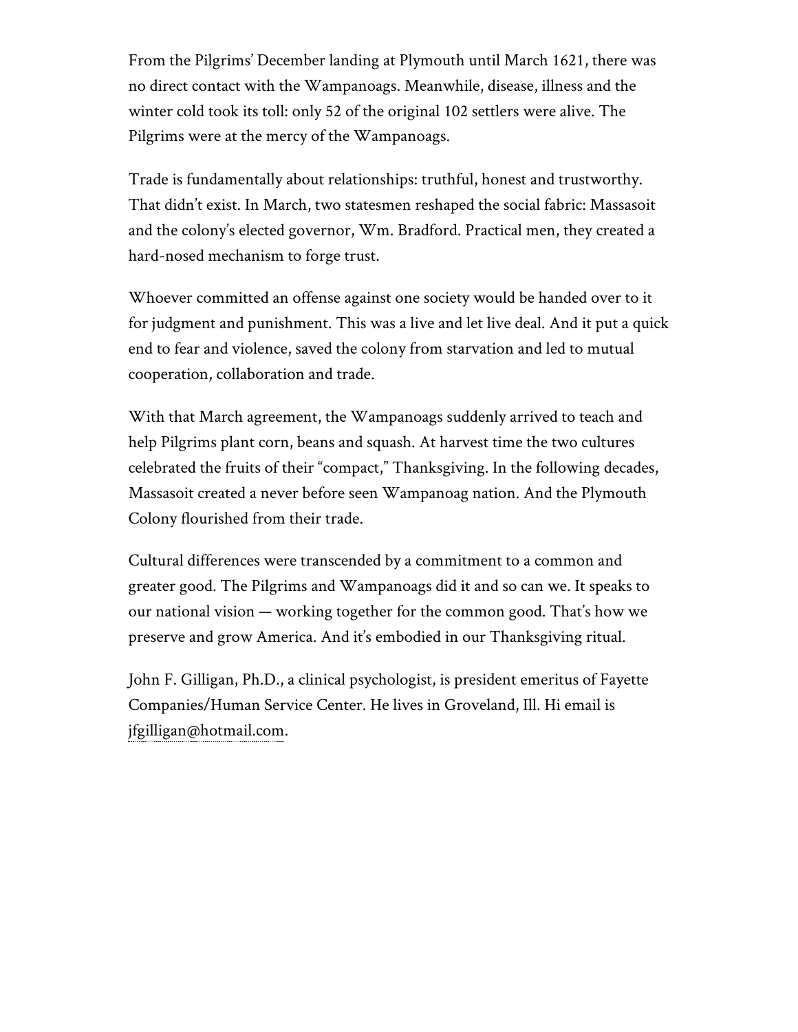From the Pilgrims' December landing at Plymouth until March 1621, there was no direct contact with the Wampanoags. Meanwhile, disease, illness and the winter cold took its toll: only 52 of the original 102 settlers were alive. The Pilgrims were at the mercy of the Wampanoags.

Trade is fundamentally about relationships: truthful, honest and trustworthy. That didn't exist. In March, two statesmen reshaped the social fabric: Massasoit and the colony's elected governor, Wm. Bradford. Practical men, they created a hard-nosed mechanism to forge trust.

Whoever committed an offense against one society would be handed over to it for judgment and punishment. This was a live and let live deal. And it put a quick end to fear and violence, saved the colony from starvation and led to mutual cooperation, collaboration and trade.

With that March agreement, the Wampanoags suddenly arrived to teach and help Pilgrims plant corn, beans and squash. At harvest time the two cultures celebrated the fruits of their "compact," Thanksgiving. In the following decades, Massasoit created a never before seen Wampanoag nation. And the Plymouth Colony flourished from their trade.

Cultural differences were transcended by a commitment to a common and greater good. The Pilgrims and Wampanoags did it and so can we. It speaks to our national vision — working together for the common good. That's how we preserve and grow America. And it's embodied in our Thanksgiving ritual.

John F. Gilligan, Ph.D., a clinical psychologist, is president emeritus of Fayette Companies/Human Service Center. He lives in Groveland, Ill. Hi email is jfgilligan@hotmail.com.